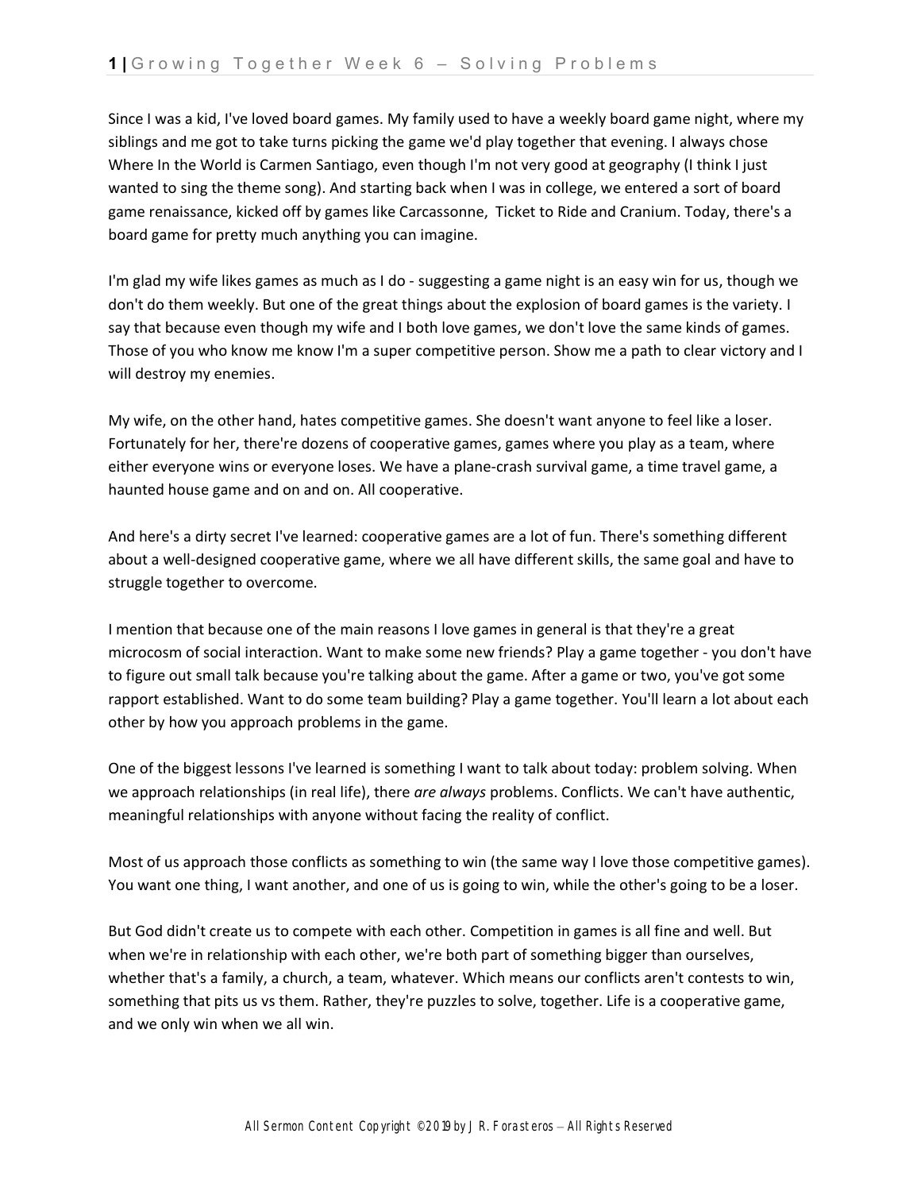Since I was a kid, I've loved board games. My family used to have a weekly board game night, where my siblings and me got to take turns picking the game we'd play together that evening. I always chose Where In the World is Carmen Santiago, even though I'm not very good at geography (I think I just wanted to sing the theme song). And starting back when I was in college, we entered a sort of board game renaissance, kicked off by games like Carcassonne,  Ticket to Ride and Cranium. Today, there's a board game for pretty much anything you can imagine.

I'm glad my wife likes games as much as I do - suggesting a game night is an easy win for us, though we don't do them weekly. But one of the great things about the explosion of board games is the variety. I say that because even though my wife and I both love games, we don't love the same kinds of games. Those of you who know me know I'm a super competitive person. Show me a path to clear victory and I will destroy my enemies.

My wife, on the other hand, hates competitive games. She doesn't want anyone to feel like a loser. Fortunately for her, there're dozens of cooperative games, games where you play as a team, where either everyone wins or everyone loses. We have a plane-crash survival game, a time travel game, a haunted house game and on and on. All cooperative.

And here's a dirty secret I've learned: cooperative games are a lot of fun. There's something different about a well-designed cooperative game, where we all have different skills, the same goal and have to struggle together to overcome.

I mention that because one of the main reasons I love games in general is that they're a great microcosm of social interaction. Want to make some new friends? Play a game together - you don't have to figure out small talk because you're talking about the game. After a game or two, you've got some rapport established. Want to do some team building? Play a game together. You'll learn a lot about each other by how you approach problems in the game.

One of the biggest lessons I've learned is something I want to talk about today: problem solving. When we approach relationships (in real life), there *are always* problems. Conflicts. We can't have authentic, meaningful relationships with anyone without facing the reality of conflict.

Most of us approach those conflicts as something to win (the same way I love those competitive games). You want one thing, I want another, and one of us is going to win, while the other's going to be a loser.

But God didn't create us to compete with each other. Competition in games is all fine and well. But when we're in relationship with each other, we're both part of something bigger than ourselves, whether that's a family, a church, a team, whatever. Which means our conflicts aren't contests to win, something that pits us vs them. Rather, they're puzzles to solve, together. Life is a cooperative game, and we only win when we all win.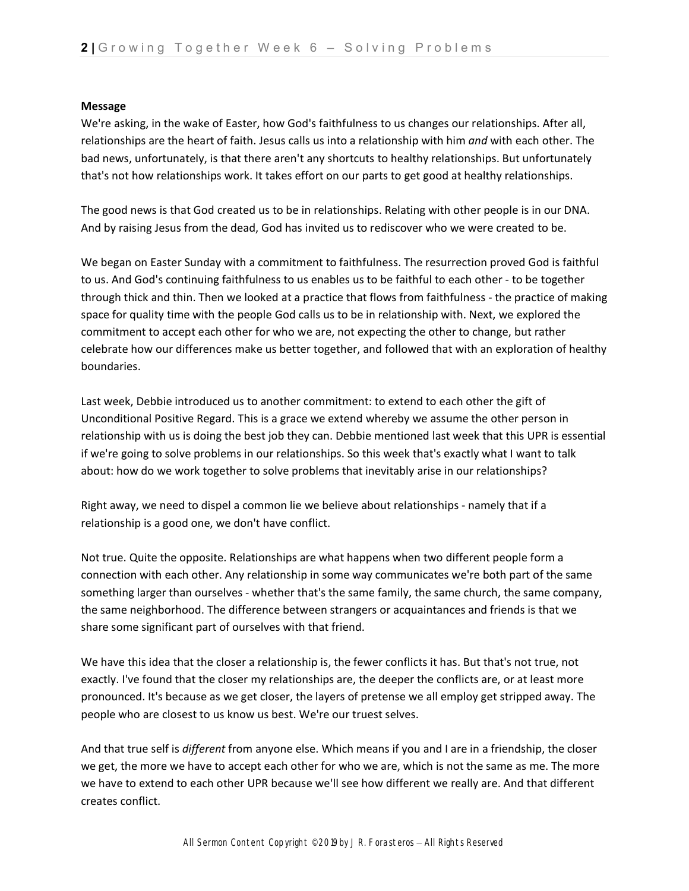**Message**

We're asking, in the wake of Easter, how God's faithfulness to us changes our relationships. After all, relationships are the heart of faith. Jesus calls us into a relationship with him *and* with each other. The bad news, unfortunately, is that there aren't any shortcuts to healthy relationships. But unfortunately that's not how relationships work. It takes effort on our parts to get good at healthy relationships.

The good news is that God created us to be in relationships. Relating with other people is in our DNA. And by raising Jesus from the dead, God has invited us to rediscover who we were created to be.

We began on Easter Sunday with a commitment to faithfulness. The resurrection proved God is faithful to us. And God's continuing faithfulness to us enables us to be faithful to each other - to be together through thick and thin. Then we looked at a practice that flows from faithfulness - the practice of making space for quality time with the people God calls us to be in relationship with. Next, we explored the commitment to accept each other for who we are, not expecting the other to change, but rather celebrate how our differences make us better together, and followed that with an exploration of healthy boundaries.

Last week, Debbie introduced us to another commitment: to extend to each other the gift of Unconditional Positive Regard. This is a grace we extend whereby we assume the other person in relationship with us is doing the best job they can. Debbie mentioned last week that this UPR is essential if we're going to solve problems in our relationships. So this week that's exactly what I want to talk about: how do we work together to solve problems that inevitably arise in our relationships?

Right away, we need to dispel a common lie we believe about relationships - namely that if a relationship is a good one, we don't have conflict.

Not true. Quite the opposite. Relationships are what happens when two different people form a connection with each other. Any relationship in some way communicates we're both part of the same something larger than ourselves - whether that's the same family, the same church, the same company, the same neighborhood. The difference between strangers or acquaintances and friends is that we share some significant part of ourselves with that friend.

We have this idea that the closer a relationship is, the fewer conflicts it has. But that's not true, not exactly. I've found that the closer my relationships are, the deeper the conflicts are, or at least more pronounced. It's because as we get closer, the layers of pretense we all employ get stripped away. The people who are closest to us know us best. We're our truest selves.

And that true self is *different* from anyone else. Which means if you and I are in a friendship, the closer we get, the more we have to accept each other for who we are, which is not the same as me. The more we have to extend to each other UPR because we'll see how different we really are. And that different creates conflict.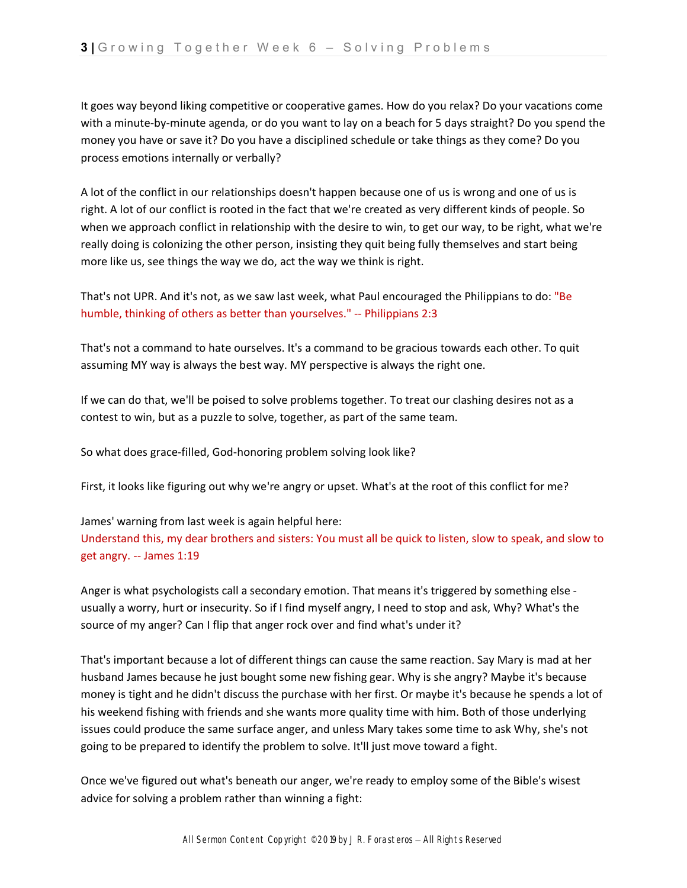It goes way beyond liking competitive or cooperative games. How do you relax? Do your vacations come with a minute-by-minute agenda, or do you want to lay on a beach for 5 days straight? Do you spend the money you have or save it? Do you have a disciplined schedule or take things as they come? Do you process emotions internally or verbally?

A lot of the conflict in our relationships doesn't happen because one of us is wrong and one of us is right. A lot of our conflict is rooted in the fact that we're created as very different kinds of people. So when we approach conflict in relationship with the desire to win, to get our way, to be right, what we're really doing is colonizing the other person, insisting they quit being fully themselves and start being more like us, see things the way we do, act the way we think is right.

That's not UPR. And it's not, as we saw last week, what Paul encouraged the Philippians to do: "Be humble, thinking of others as better than yourselves." -- Philippians 2:3

That's not a command to hate ourselves. It's a command to be gracious towards each other. To quit assuming MY way is always the best way. MY perspective is always the right one.

If we can do that, we'll be poised to solve problems together. To treat our clashing desires not as a contest to win, but as a puzzle to solve, together, as part of the same team.

So what does grace-filled, God-honoring problem solving look like?

First, it looks like figuring out why we're angry or upset. What's at the root of this conflict for me?

James' warning from last week is again helpful here:
Understand this, my dear brothers and sisters: You must all be quick to listen, slow to speak, and slow to get angry. -- James 1:19

Anger is what psychologists call a secondary emotion. That means it's triggered by something else - usually a worry, hurt or insecurity. So if I find myself angry, I need to stop and ask, Why? What's the source of my anger? Can I flip that anger rock over and find what's under it?

That's important because a lot of different things can cause the same reaction. Say Mary is mad at her husband James because he just bought some new fishing gear. Why is she angry? Maybe it's because money is tight and he didn't discuss the purchase with her first. Or maybe it's because he spends a lot of his weekend fishing with friends and she wants more quality time with him. Both of those underlying issues could produce the same surface anger, and unless Mary takes some time to ask Why, she's not going to be prepared to identify the problem to solve. It'll just move toward a fight.

Once we've figured out what's beneath our anger, we're ready to employ some of the Bible's wisest advice for solving a problem rather than winning a fight: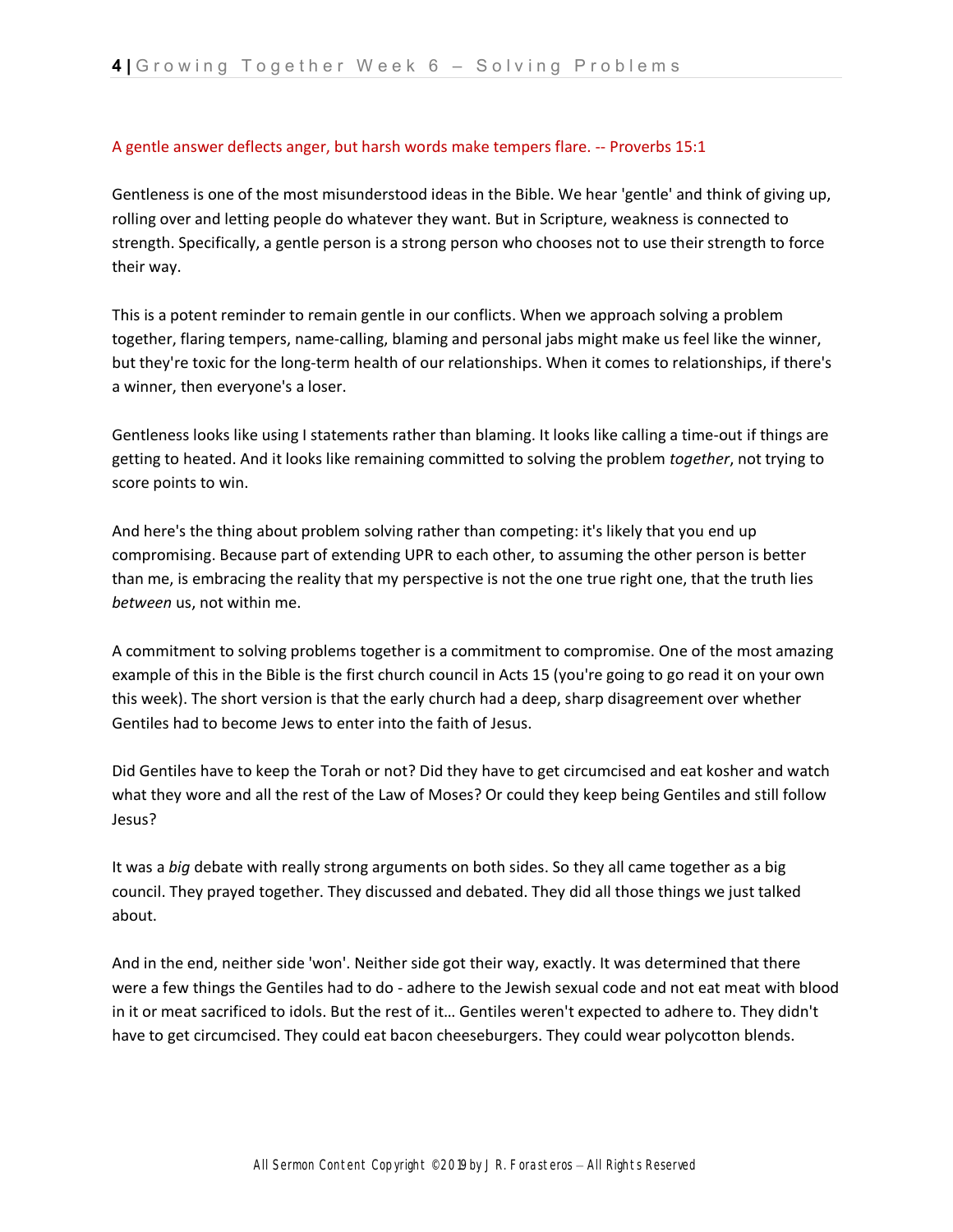A gentle answer deflects anger, but harsh words make tempers flare. -- Proverbs 15:1

Gentleness is one of the most misunderstood ideas in the Bible. We hear 'gentle' and think of giving up, rolling over and letting people do whatever they want. But in Scripture, weakness is connected to strength. Specifically, a gentle person is a strong person who chooses not to use their strength to force their way.

This is a potent reminder to remain gentle in our conflicts. When we approach solving a problem together, flaring tempers, name-calling, blaming and personal jabs might make us feel like the winner, but they're toxic for the long-term health of our relationships. When it comes to relationships, if there's a winner, then everyone's a loser.

Gentleness looks like using I statements rather than blaming. It looks like calling a time-out if things are getting to heated. And it looks like remaining committed to solving the problem *together*, not trying to score points to win.

And here's the thing about problem solving rather than competing: it's likely that you end up compromising. Because part of extending UPR to each other, to assuming the other person is better than me, is embracing the reality that my perspective is not the one true right one, that the truth lies *between* us, not within me.

A commitment to solving problems together is a commitment to compromise. One of the most amazing example of this in the Bible is the first church council in Acts 15 (you're going to go read it on your own this week). The short version is that the early church had a deep, sharp disagreement over whether Gentiles had to become Jews to enter into the faith of Jesus.

Did Gentiles have to keep the Torah or not? Did they have to get circumcised and eat kosher and watch what they wore and all the rest of the Law of Moses? Or could they keep being Gentiles and still follow Jesus?

It was a *big* debate with really strong arguments on both sides. So they all came together as a big council. They prayed together. They discussed and debated. They did all those things we just talked about.

And in the end, neither side 'won'. Neither side got their way, exactly. It was determined that there were a few things the Gentiles had to do - adhere to the Jewish sexual code and not eat meat with blood in it or meat sacrificed to idols. But the rest of it… Gentiles weren't expected to adhere to. They didn't have to get circumcised. They could eat bacon cheeseburgers. They could wear polycotton blends.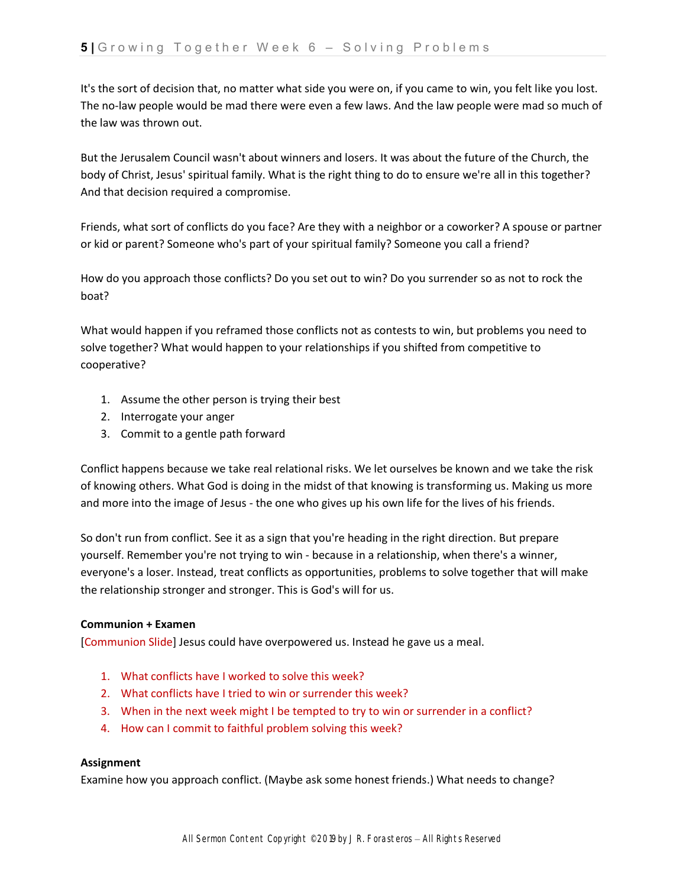It's the sort of decision that, no matter what side you were on, if you came to win, you felt like you lost. The no-law people would be mad there were even a few laws. And the law people were mad so much of the law was thrown out.

But the Jerusalem Council wasn't about winners and losers. It was about the future of the Church, the body of Christ, Jesus' spiritual family. What is the right thing to do to ensure we're all in this together? And that decision required a compromise.

Friends, what sort of conflicts do you face? Are they with a neighbor or a coworker? A spouse or partner or kid or parent? Someone who's part of your spiritual family? Someone you call a friend?

How do you approach those conflicts? Do you set out to win? Do you surrender so as not to rock the boat?

What would happen if you reframed those conflicts not as contests to win, but problems you need to solve together? What would happen to your relationships if you shifted from competitive to cooperative?

1. Assume the other person is trying their best
2. Interrogate your anger
3. Commit to a gentle path forward

Conflict happens because we take real relational risks. We let ourselves be known and we take the risk of knowing others. What God is doing in the midst of that knowing is transforming us. Making us more and more into the image of Jesus - the one who gives up his own life for the lives of his friends.

So don't run from conflict. See it as a sign that you're heading in the right direction. But prepare yourself. Remember you're not trying to win - because in a relationship, when there's a winner, everyone's a loser. Instead, treat conflicts as opportunities, problems to solve together that will make the relationship stronger and stronger. This is God's will for us.

**Communion + Examen**

[Communion Slide] Jesus could have overpowered us. Instead he gave us a meal.

1. What conflicts have I worked to solve this week?
2. What conflicts have I tried to win or surrender this week?
3. When in the next week might I be tempted to try to win or surrender in a conflict?
4. How can I commit to faithful problem solving this week?

**Assignment**

Examine how you approach conflict. (Maybe ask some honest friends.) What needs to change?